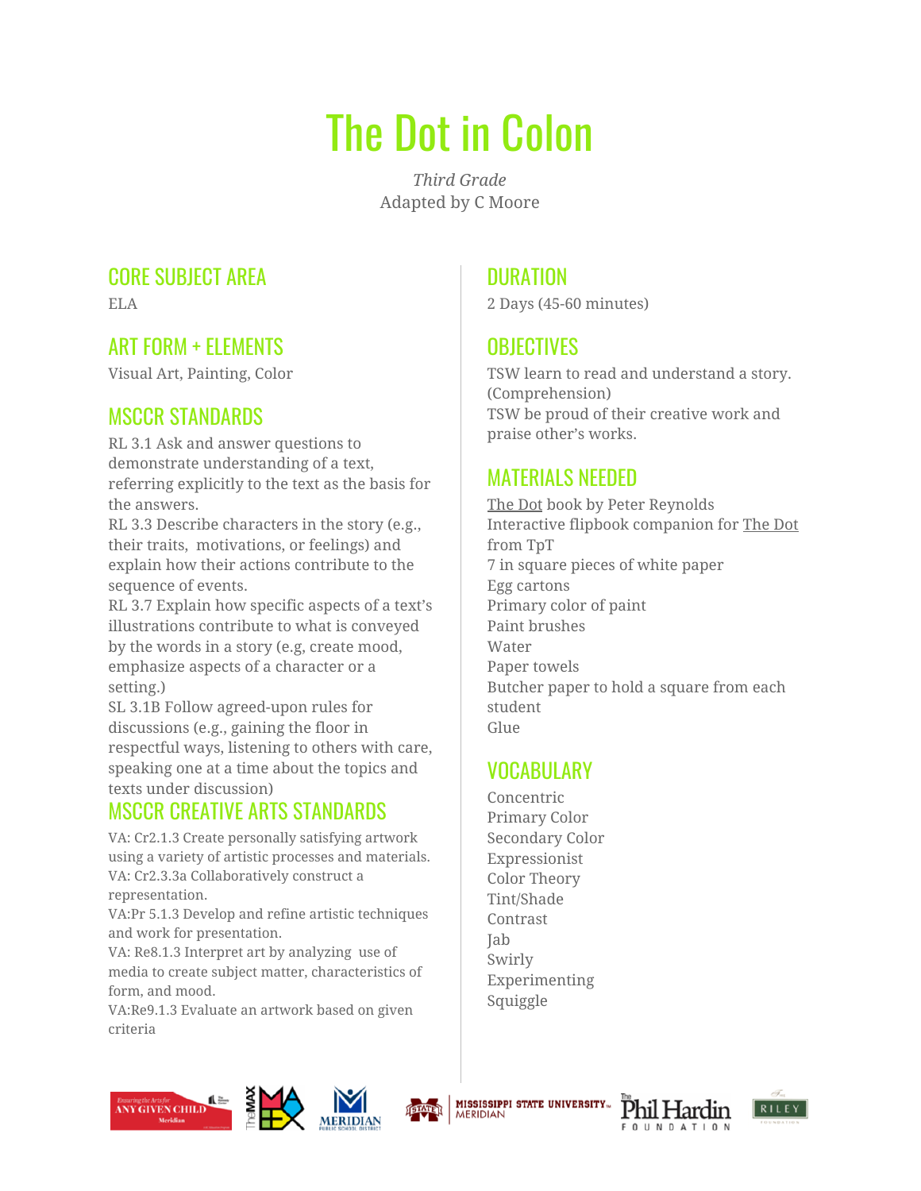# The Dot in Colon

*Third Grade*
Adapted by C Moore

## CORE SUBJECT AREA

ELA

## ART FORM + ELEMENTS

Visual Art, Painting, Color

## MSCCR STANDARDS

RL 3.1 Ask and answer questions to demonstrate understanding of a text, referring explicitly to the text as the basis for the answers.
RL 3.3 Describe characters in the story (e.g., their traits, motivations, or feelings) and explain how their actions contribute to the sequence of events.
RL 3.7 Explain how specific aspects of a text's illustrations contribute to what is conveyed by the words in a story (e.g, create mood, emphasize aspects of a character or a setting.)
SL 3.1B Follow agreed-upon rules for discussions (e.g., gaining the floor in respectful ways, listening to others with care, speaking one at a time about the topics and texts under discussion)

## MSCCR CREATIVE ARTS STANDARDS

VA: Cr2.1.3 Create personally satisfying artwork using a variety of artistic processes and materials.
VA: Cr2.3.3a Collaboratively construct a representation.
VA:Pr 5.1.3 Develop and refine artistic techniques and work for presentation.
VA: Re8.1.3 Interpret art by analyzing use of media to create subject matter, characteristics of form, and mood.
VA:Re9.1.3 Evaluate an artwork based on given criteria

## DURATION

2 Days (45-60 minutes)

## OBJECTIVES

TSW learn to read and understand a story. (Comprehension)
TSW be proud of their creative work and praise other's works.

## MATERIALS NEEDED

The Dot book by Peter Reynolds
Interactive flipbook companion for The Dot from TpT
7 in square pieces of white paper
Egg cartons
Primary color of paint
Paint brushes
Water
Paper towels
Butcher paper to hold a square from each student
Glue

## VOCABULARY

Concentric
Primary Color
Secondary Color
Expressionist
Color Theory
Tint/Shade
Contrast
Jab
Swirly
Experimenting
Squiggle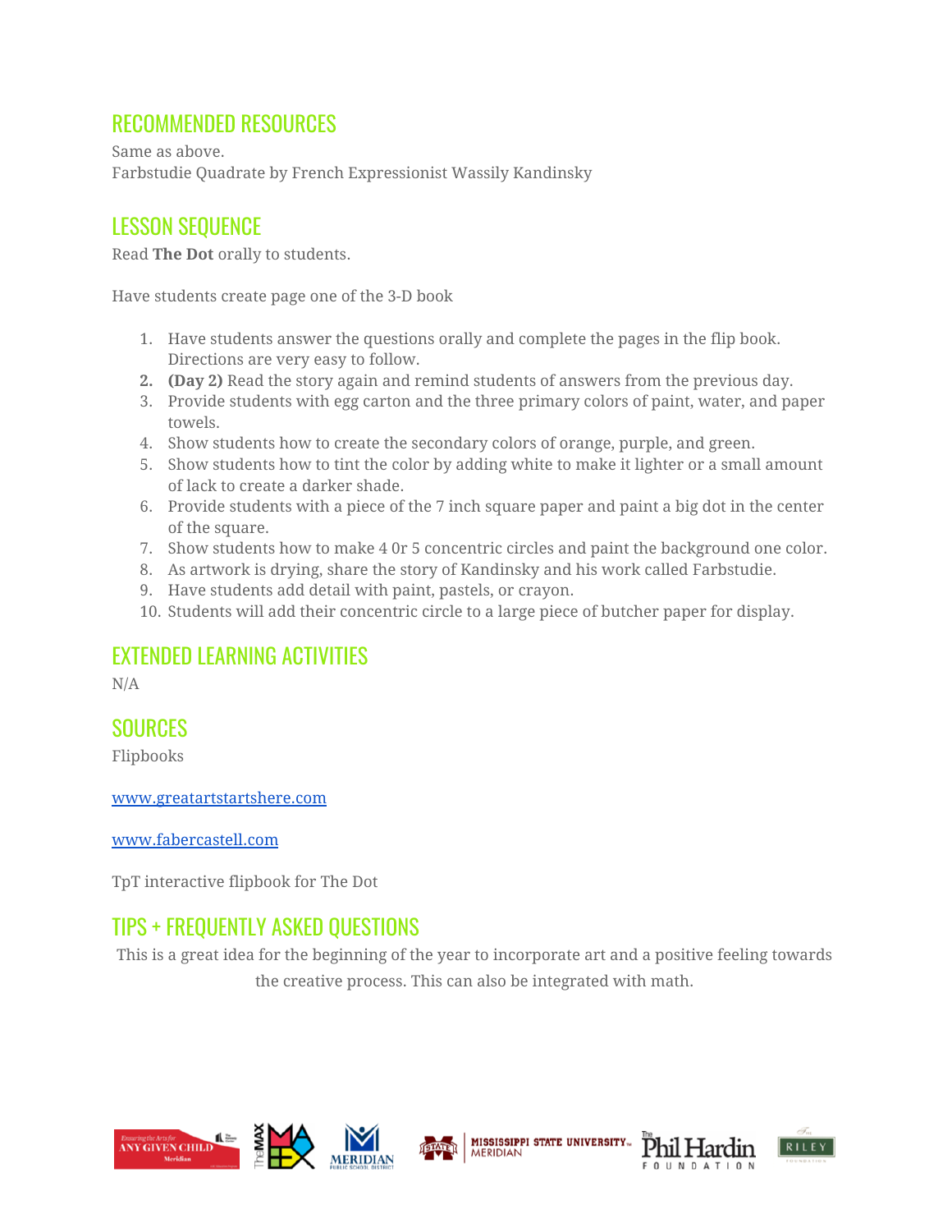## RECOMMENDED RESOURCES

Same as above.
Farbstudie Quadrate by French Expressionist Wassily Kandinsky

## LESSON SEQUENCE

Read **The Dot** orally to students.

Have students create page one of the 3-D book

1. Have students answer the questions orally and complete the pages in the flip book. Directions are very easy to follow.
2. **(Day 2)** Read the story again and remind students of answers from the previous day.
3. Provide students with egg carton and the three primary colors of paint, water, and paper towels.
4. Show students how to create the secondary colors of orange, purple, and green.
5. Show students how to tint the color by adding white to make it lighter or a small amount of lack to create a darker shade.
6. Provide students with a piece of the 7 inch square paper and paint a big dot in the center of the square.
7. Show students how to make 4 0r 5 concentric circles and paint the background one color.
8. As artwork is drying, share the story of Kandinsky and his work called Farbstudie.
9. Have students add detail with paint, pastels, or crayon.
10. Students will add their concentric circle to a large piece of butcher paper for display.

## EXTENDED LEARNING ACTIVITIES

N/A

## SOURCES

Flipbooks

www.greatartstartshere.com

www.fabercastell.com

TpT interactive flipbook for The Dot

## TIPS + FREQUENTLY ASKED QUESTIONS

This is a great idea for the beginning of the year to incorporate art and a positive feeling towards the creative process. This can also be integrated with math.